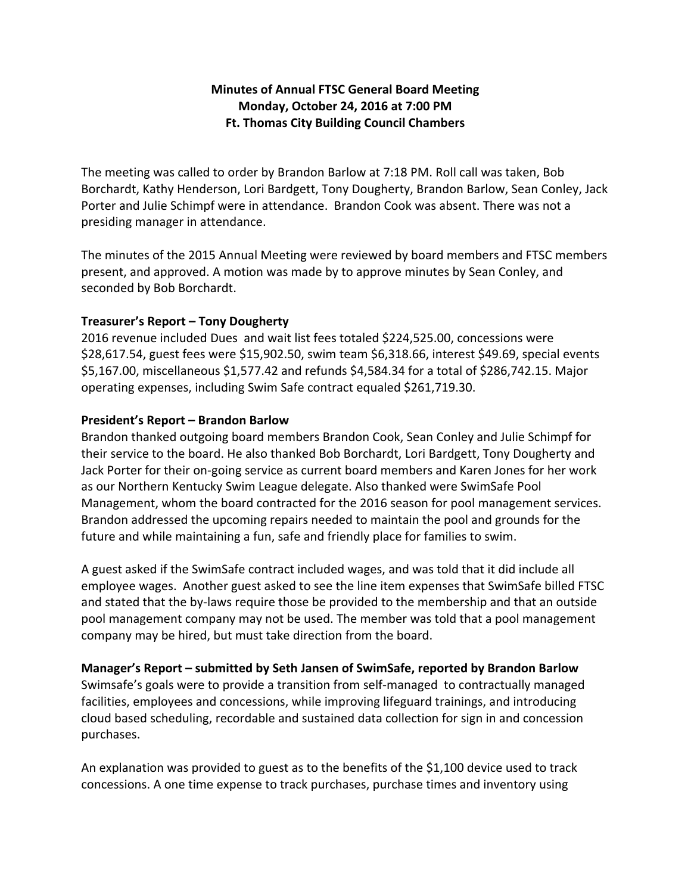**Minutes of Annual FTSC General Board Meeting**
**Monday, October 24, 2016 at 7:00 PM**
**Ft. Thomas City Building Council Chambers**

The meeting was called to order by Brandon Barlow at 7:18 PM. Roll call was taken, Bob Borchardt, Kathy Henderson, Lori Bardgett, Tony Dougherty, Brandon Barlow, Sean Conley, Jack Porter and Julie Schimpf were in attendance. Brandon Cook was absent. There was not a presiding manager in attendance.

The minutes of the 2015 Annual Meeting were reviewed by board members and FTSC members present, and approved. A motion was made by to approve minutes by Sean Conley, and seconded by Bob Borchardt.

**Treasurer's Report – Tony Dougherty**
2016 revenue included Dues and wait list fees totaled $224,525.00, concessions were $28,617.54, guest fees were $15,902.50, swim team $6,318.66, interest $49.69, special events $5,167.00, miscellaneous $1,577.42 and refunds $4,584.34 for a total of $286,742.15. Major operating expenses, including Swim Safe contract equaled $261,719.30.

**President's Report – Brandon Barlow**
Brandon thanked outgoing board members Brandon Cook, Sean Conley and Julie Schimpf for their service to the board. He also thanked Bob Borchardt, Lori Bardgett, Tony Dougherty and Jack Porter for their on-going service as current board members and Karen Jones for her work as our Northern Kentucky Swim League delegate. Also thanked were SwimSafe Pool Management, whom the board contracted for the 2016 season for pool management services. Brandon addressed the upcoming repairs needed to maintain the pool and grounds for the future and while maintaining a fun, safe and friendly place for families to swim.

A guest asked if the SwimSafe contract included wages, and was told that it did include all employee wages. Another guest asked to see the line item expenses that SwimSafe billed FTSC and stated that the by-laws require those be provided to the membership and that an outside pool management company may not be used. The member was told that a pool management company may be hired, but must take direction from the board.

**Manager's Report – submitted by Seth Jansen of SwimSafe, reported by Brandon Barlow**
Swimsafe's goals were to provide a transition from self-managed to contractually managed facilities, employees and concessions, while improving lifeguard trainings, and introducing cloud based scheduling, recordable and sustained data collection for sign in and concession purchases.

An explanation was provided to guest as to the benefits of the $1,100 device used to track concessions. A one time expense to track purchases, purchase times and inventory using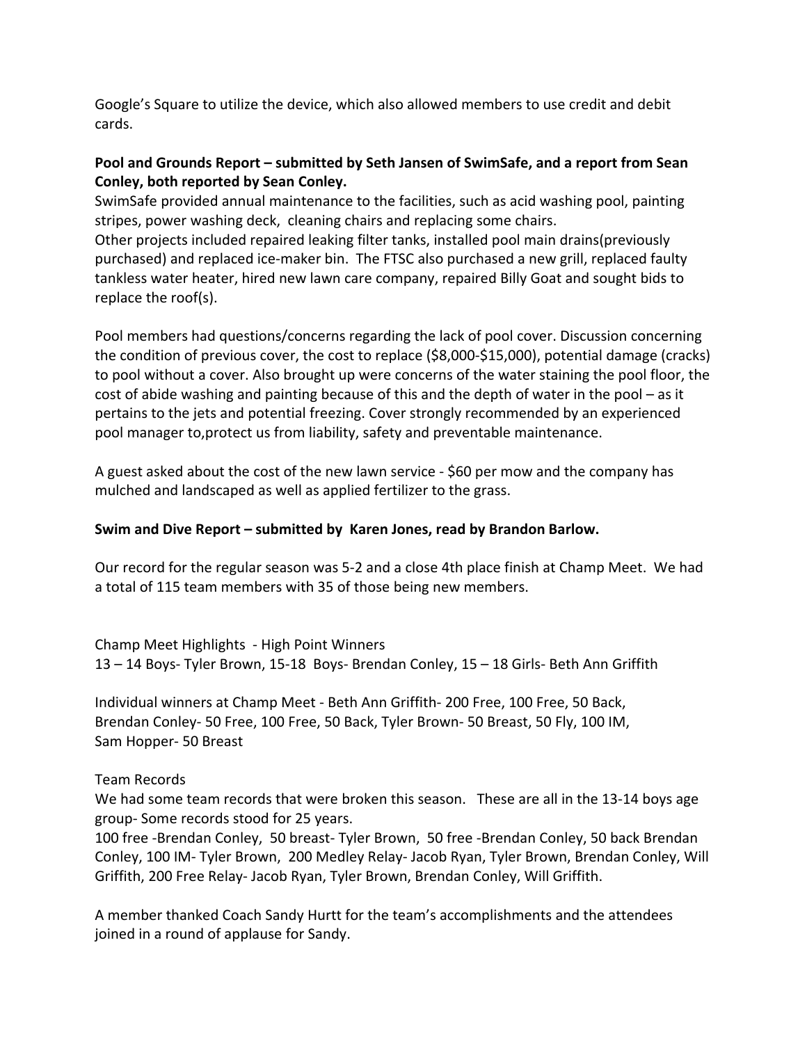Google's Square to utilize the device, which also allowed members to use credit and debit cards.

**Pool and Grounds Report – submitted by Seth Jansen of SwimSafe, and a report from Sean Conley, both reported by Sean Conley.**

SwimSafe provided annual maintenance to the facilities, such as acid washing pool, painting stripes, power washing deck, cleaning chairs and replacing some chairs.
Other projects included repaired leaking filter tanks, installed pool main drains(previously purchased) and replaced ice-maker bin. The FTSC also purchased a new grill, replaced faulty tankless water heater, hired new lawn care company, repaired Billy Goat and sought bids to replace the roof(s).

Pool members had questions/concerns regarding the lack of pool cover. Discussion concerning the condition of previous cover, the cost to replace ($8,000-$15,000), potential damage (cracks) to pool without a cover. Also brought up were concerns of the water staining the pool floor, the cost of abide washing and painting because of this and the depth of water in the pool – as it pertains to the jets and potential freezing. Cover strongly recommended by an experienced pool manager to,protect us from liability, safety and preventable maintenance.

A guest asked about the cost of the new lawn service - $60 per mow and the company has mulched and landscaped as well as applied fertilizer to the grass.

**Swim and Dive Report – submitted by Karen Jones, read by Brandon Barlow.**

Our record for the regular season was 5-2 and a close 4th place finish at Champ Meet. We had a total of 115 team members with 35 of those being new members.

Champ Meet Highlights - High Point Winners
13 – 14 Boys- Tyler Brown, 15-18 Boys- Brendan Conley, 15 – 18 Girls- Beth Ann Griffith

Individual winners at Champ Meet - Beth Ann Griffith- 200 Free, 100 Free, 50 Back,
Brendan Conley- 50 Free, 100 Free, 50 Back, Tyler Brown- 50 Breast, 50 Fly, 100 IM,
Sam Hopper- 50 Breast

Team Records
We had some team records that were broken this season. These are all in the 13-14 boys age group- Some records stood for 25 years.
100 free -Brendan Conley, 50 breast- Tyler Brown, 50 free -Brendan Conley, 50 back Brendan Conley, 100 IM- Tyler Brown, 200 Medley Relay- Jacob Ryan, Tyler Brown, Brendan Conley, Will Griffith, 200 Free Relay- Jacob Ryan, Tyler Brown, Brendan Conley, Will Griffith.

A member thanked Coach Sandy Hurtt for the team's accomplishments and the attendees joined in a round of applause for Sandy.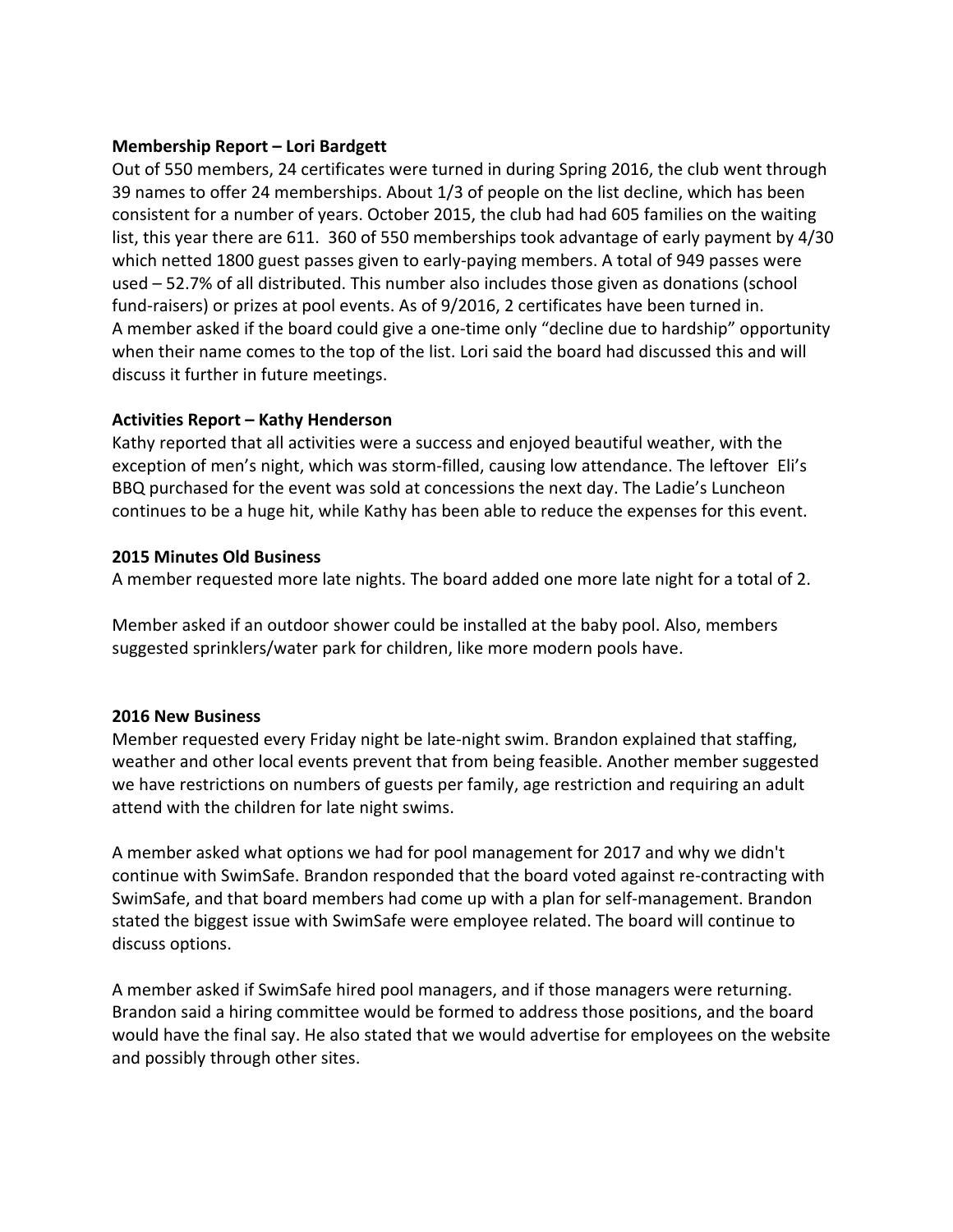**Membership Report – Lori Bardgett**

Out of 550 members, 24 certificates were turned in during Spring 2016, the club went through 39 names to offer 24 memberships. About 1/3 of people on the list decline, which has been consistent for a number of years. October 2015, the club had had 605 families on the waiting list, this year there are 611. 360 of 550 memberships took advantage of early payment by 4/30 which netted 1800 guest passes given to early-paying members. A total of 949 passes were used – 52.7% of all distributed. This number also includes those given as donations (school fund-raisers) or prizes at pool events. As of 9/2016, 2 certificates have been turned in. A member asked if the board could give a one-time only "decline due to hardship" opportunity when their name comes to the top of the list. Lori said the board had discussed this and will discuss it further in future meetings.

**Activities Report – Kathy Henderson**

Kathy reported that all activities were a success and enjoyed beautiful weather, with the exception of men's night, which was storm-filled, causing low attendance. The leftover Eli's BBQ purchased for the event was sold at concessions the next day. The Ladie's Luncheon continues to be a huge hit, while Kathy has been able to reduce the expenses for this event.

**2015 Minutes Old Business**

A member requested more late nights. The board added one more late night for a total of 2.

Member asked if an outdoor shower could be installed at the baby pool. Also, members suggested sprinklers/water park for children, like more modern pools have.

**2016 New Business**

Member requested every Friday night be late-night swim. Brandon explained that staffing, weather and other local events prevent that from being feasible. Another member suggested we have restrictions on numbers of guests per family, age restriction and requiring an adult attend with the children for late night swims.

A member asked what options we had for pool management for 2017 and why we didn't continue with SwimSafe. Brandon responded that the board voted against re-contracting with SwimSafe, and that board members had come up with a plan for self-management. Brandon stated the biggest issue with SwimSafe were employee related. The board will continue to discuss options.

A member asked if SwimSafe hired pool managers, and if those managers were returning. Brandon said a hiring committee would be formed to address those positions, and the board would have the final say. He also stated that we would advertise for employees on the website and possibly through other sites.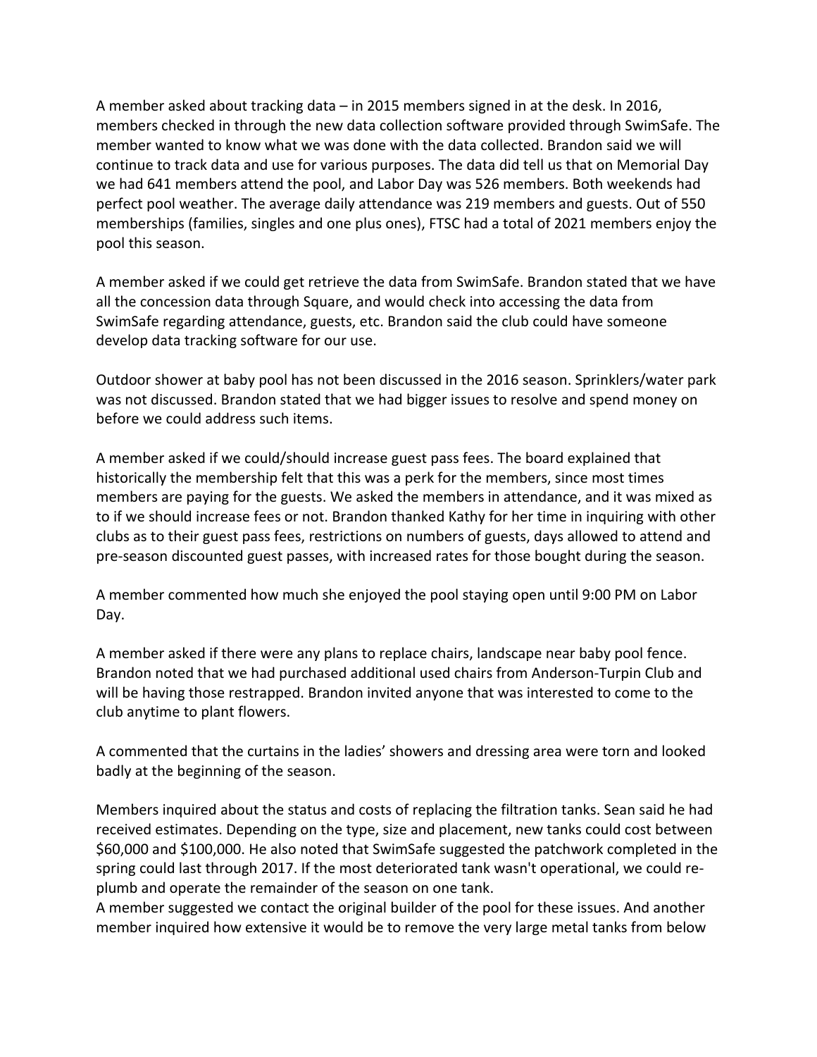A member asked about tracking data – in 2015 members signed in at the desk. In 2016, members checked in through the new data collection software provided through SwimSafe. The member wanted to know what we was done with the data collected. Brandon said we will continue to track data and use for various purposes. The data did tell us that on Memorial Day we had 641 members attend the pool, and Labor Day was 526 members. Both weekends had perfect pool weather. The average daily attendance was 219 members and guests. Out of 550 memberships (families, singles and one plus ones), FTSC had a total of 2021 members enjoy the pool this season.

A member asked if we could get retrieve the data from SwimSafe. Brandon stated that we have all the concession data through Square, and would check into accessing the data from SwimSafe regarding attendance, guests, etc. Brandon said the club could have someone develop data tracking software for our use.

Outdoor shower at baby pool has not been discussed in the 2016 season. Sprinklers/water park was not discussed. Brandon stated that we had bigger issues to resolve and spend money on before we could address such items.

A member asked if we could/should increase guest pass fees. The board explained that historically the membership felt that this was a perk for the members, since most times members are paying for the guests. We asked the members in attendance, and it was mixed as to if we should increase fees or not. Brandon thanked Kathy for her time in inquiring with other clubs as to their guest pass fees, restrictions on numbers of guests, days allowed to attend and pre-season discounted guest passes, with increased rates for those bought during the season.

A member commented how much she enjoyed the pool staying open until 9:00 PM on Labor Day.

A member asked if there were any plans to replace chairs, landscape near baby pool fence. Brandon noted that we had purchased additional used chairs from Anderson-Turpin Club and will be having those restrapped. Brandon invited anyone that was interested to come to the club anytime to plant flowers.

A commented that the curtains in the ladies' showers and dressing area were torn and looked badly at the beginning of the season.

Members inquired about the status and costs of replacing the filtration tanks. Sean said he had received estimates. Depending on the type, size and placement, new tanks could cost between $60,000 and $100,000. He also noted that SwimSafe suggested the patchwork completed in the spring could last through 2017. If the most deteriorated tank wasn't operational, we could re-plumb and operate the remainder of the season on one tank.
A member suggested we contact the original builder of the pool for these issues. And another member inquired how extensive it would be to remove the very large metal tanks from below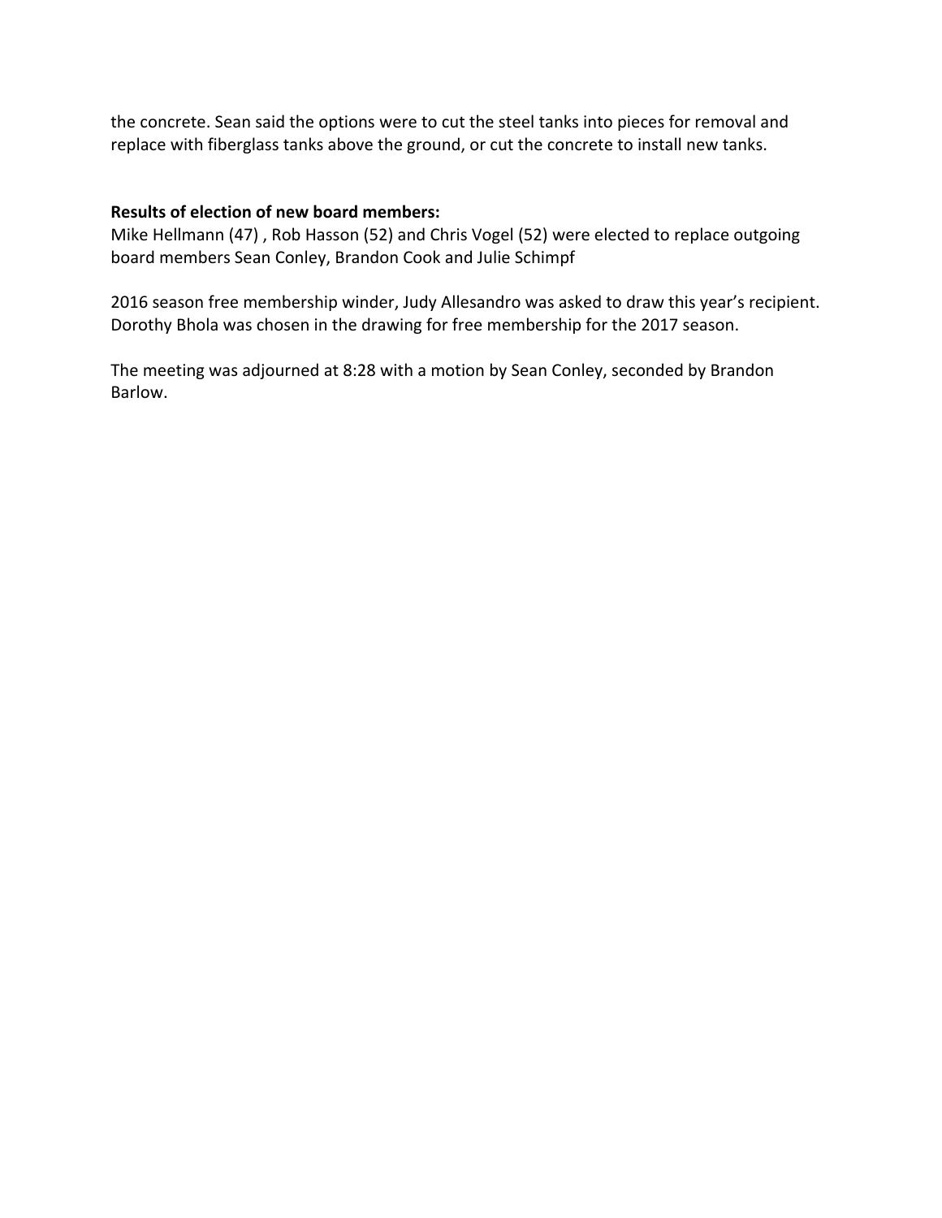the concrete. Sean said the options were to cut the steel tanks into pieces for removal and replace with fiberglass tanks above the ground, or cut the concrete to install new tanks.

**Results of election of new board members:**
Mike Hellmann (47) , Rob Hasson (52) and Chris Vogel (52) were elected to replace outgoing board members Sean Conley, Brandon Cook and Julie Schimpf

2016 season free membership winder, Judy Allesandro was asked to draw this year's recipient. Dorothy Bhola was chosen in the drawing for free membership for the 2017 season.

The meeting was adjourned at 8:28 with a motion by Sean Conley, seconded by Brandon Barlow.